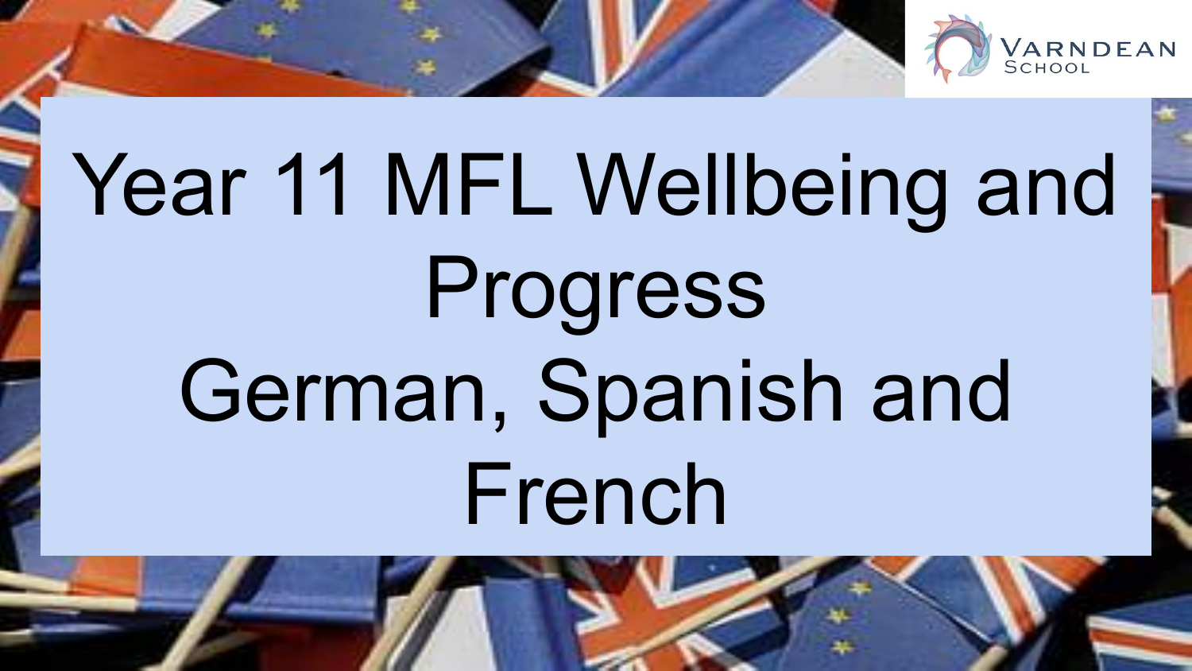Varndean School

# Year 11 MFL Wellbeing and Progress German, Spanish and French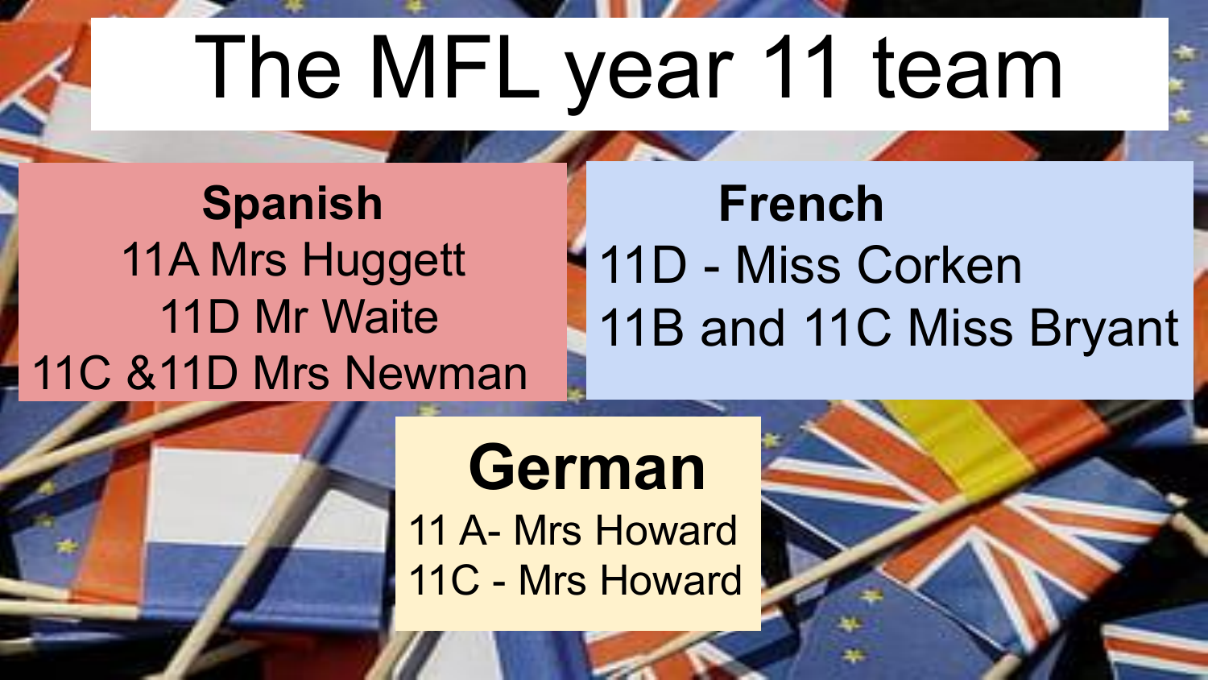# The MFL year 11 team

## Spanish

11A Mrs Huggett

11D Mr Waite

11C &11D Mrs Newman

## French

11D - Miss Corken

11B and 11C Miss Bryant

## German

11 A- Mrs Howard

11C - Mrs Howard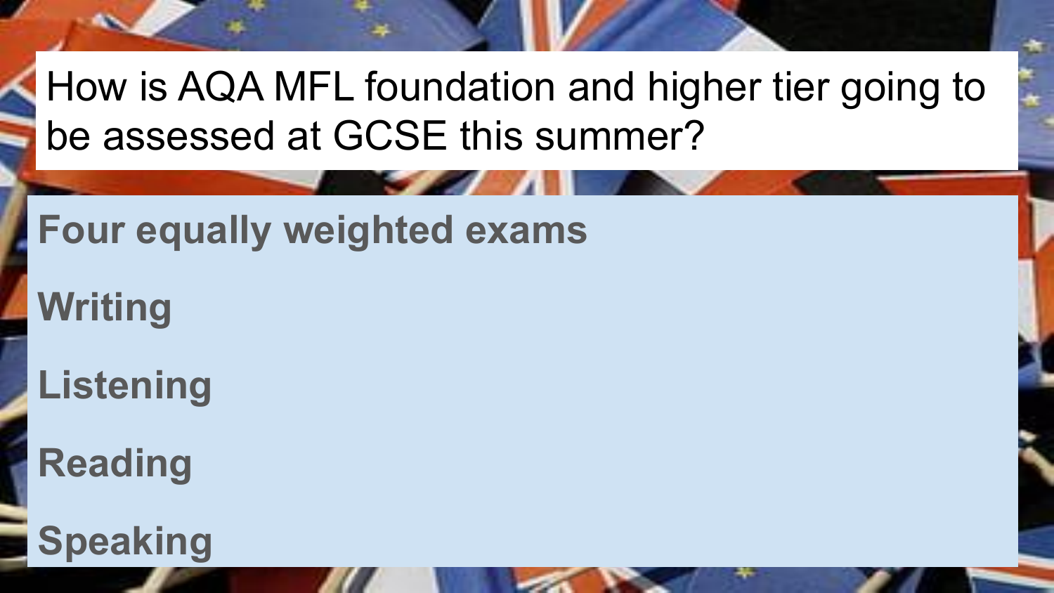# How is AQA MFL foundation and higher tier going to be assessed at GCSE this summer?

**Four equally weighted exams**

**Writing**

**Listening**

**Reading**

**Speaking**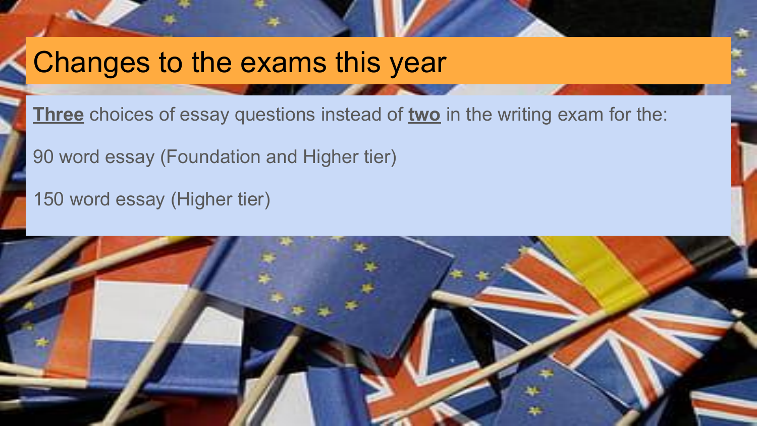# Changes to the exams this year

**Three** choices of essay questions instead of **two** in the writing exam for the:

90 word essay (Foundation and Higher tier)

150 word essay (Higher tier)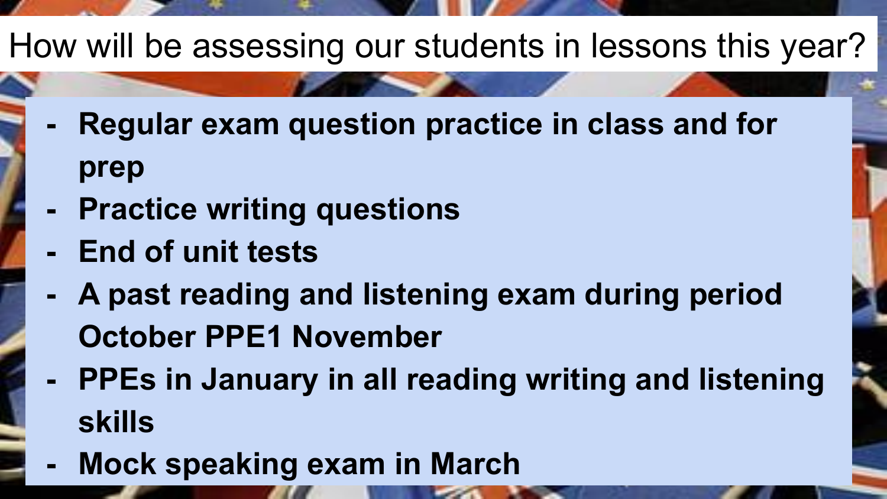# How will be assessing our students in lessons this year?

- **Regular exam question practice in class and for prep**
- **Practice writing questions**
- **End of unit tests**
- **A past reading and listening exam during period October PPE1 November**
- **PPEs in January in all reading writing and listening skills**
- **Mock speaking exam in March**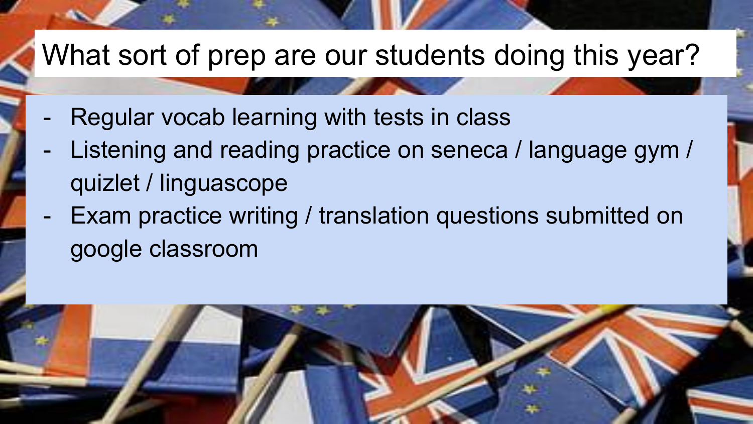# What sort of prep are our students doing this year?

- Regular vocab learning with tests in class
- Listening and reading practice on seneca / language gym / quizlet / linguascope
- Exam practice writing / translation questions submitted on google classroom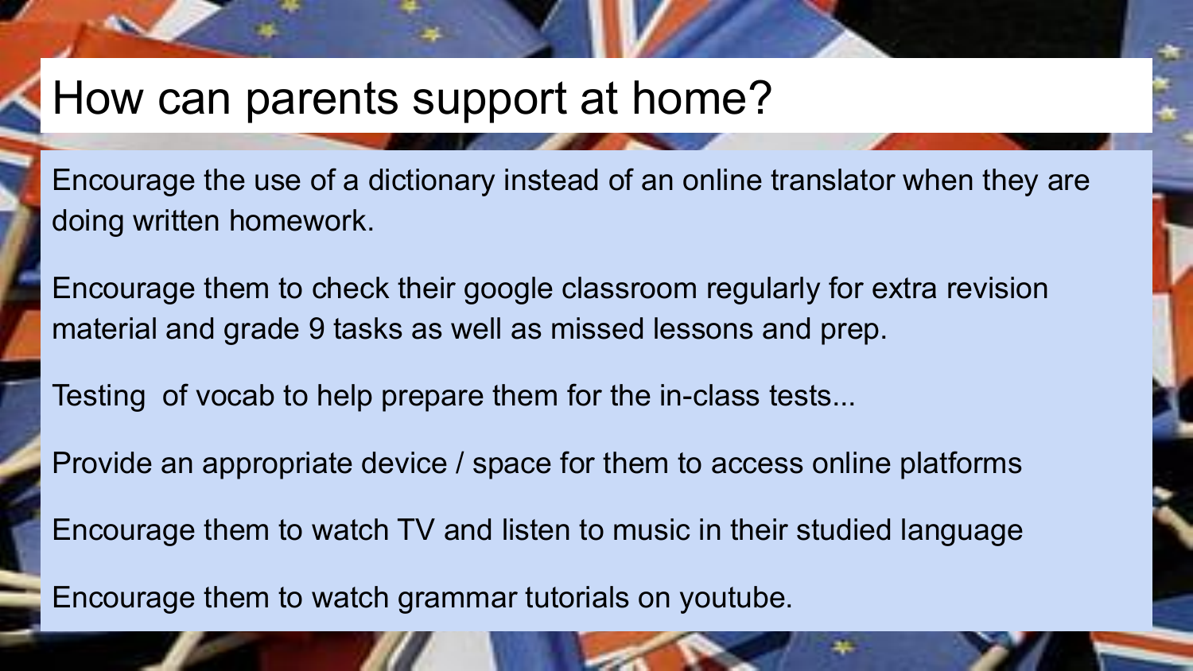# How can parents support at home?

Encourage the use of a dictionary instead of an online translator when they are doing written homework.

Encourage them to check their google classroom regularly for extra revision material and grade 9 tasks as well as missed lessons and prep.

Testing  of vocab to help prepare them for the in-class tests...

Provide an appropriate device / space for them to access online platforms

Encourage them to watch TV and listen to music in their studied language

Encourage them to watch grammar tutorials on youtube.